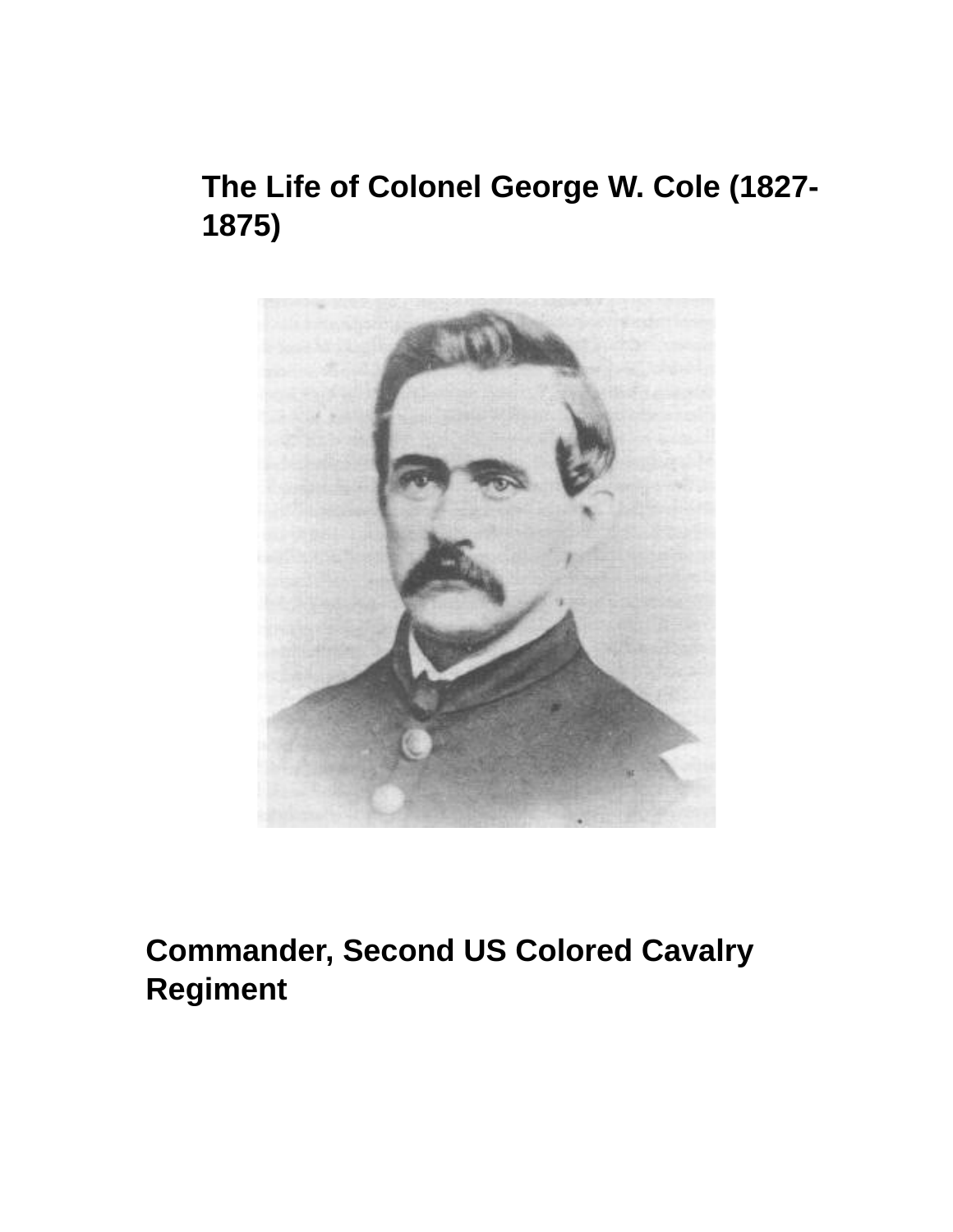# The Life of Colonel George W. Cole (1827-1875)

## Commander, Second US Colored Cavalry Regiment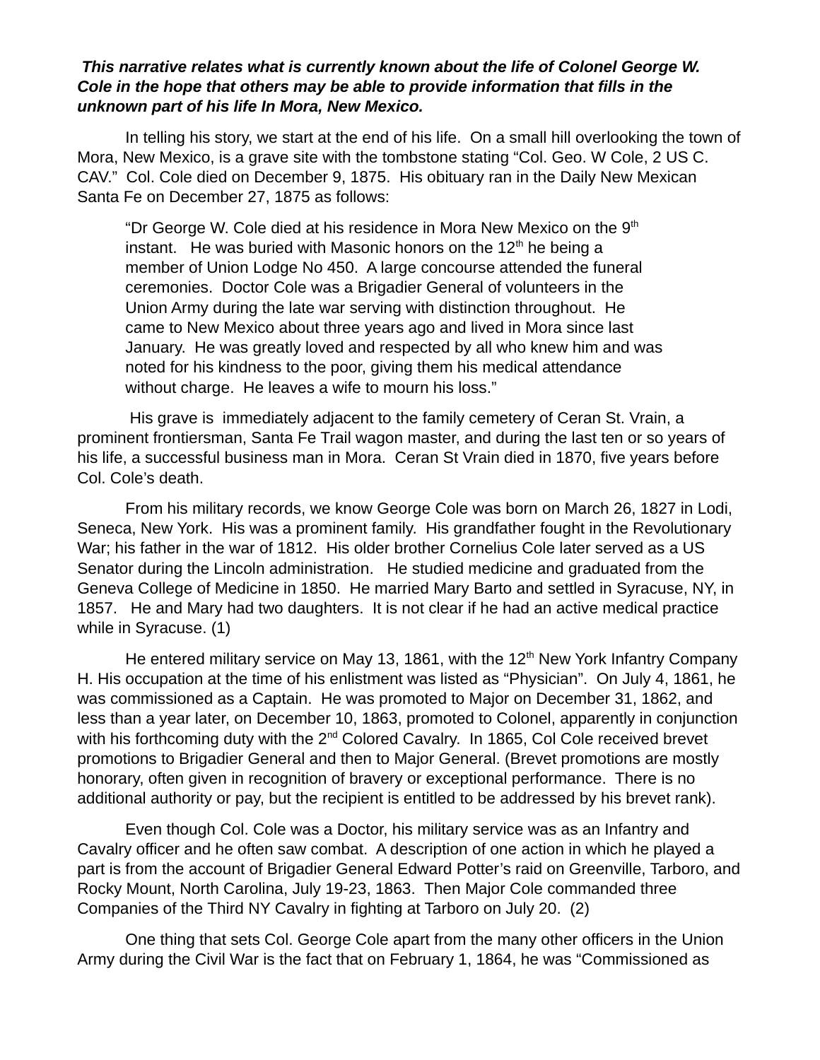***This narrative relates what is currently known about the life of Colonel George W. Cole in the hope that others may be able to provide information that fills in the unknown part of his life In Mora, New Mexico.***

In telling his story, we start at the end of his life. On a small hill overlooking the town of Mora, New Mexico, is a grave site with the tombstone stating "Col. Geo. W Cole, 2 US C. CAV." Col. Cole died on December 9, 1875. His obituary ran in the Daily New Mexican Santa Fe on December 27, 1875 as follows:

> "Dr George W. Cole died at his residence in Mora New Mexico on the 9th instant. He was buried with Masonic honors on the 12th he being a member of Union Lodge No 450. A large concourse attended the funeral ceremonies. Doctor Cole was a Brigadier General of volunteers in the Union Army during the late war serving with distinction throughout. He came to New Mexico about three years ago and lived in Mora since last January. He was greatly loved and respected by all who knew him and was noted for his kindness to the poor, giving them his medical attendance without charge. He leaves a wife to mourn his loss."

His grave is immediately adjacent to the family cemetery of Ceran St. Vrain, a prominent frontiersman, Santa Fe Trail wagon master, and during the last ten or so years of his life, a successful business man in Mora. Ceran St Vrain died in 1870, five years before Col. Cole's death.

From his military records, we know George Cole was born on March 26, 1827 in Lodi, Seneca, New York. His was a prominent family. His grandfather fought in the Revolutionary War; his father in the war of 1812. His older brother Cornelius Cole later served as a US Senator during the Lincoln administration. He studied medicine and graduated from the Geneva College of Medicine in 1850. He married Mary Barto and settled in Syracuse, NY, in 1857. He and Mary had two daughters. It is not clear if he had an active medical practice while in Syracuse. (1)

He entered military service on May 13, 1861, with the 12th New York Infantry Company H. His occupation at the time of his enlistment was listed as "Physician". On July 4, 1861, he was commissioned as a Captain. He was promoted to Major on December 31, 1862, and less than a year later, on December 10, 1863, promoted to Colonel, apparently in conjunction with his forthcoming duty with the 2nd Colored Cavalry. In 1865, Col Cole received brevet promotions to Brigadier General and then to Major General. (Brevet promotions are mostly honorary, often given in recognition of bravery or exceptional performance. There is no additional authority or pay, but the recipient is entitled to be addressed by his brevet rank).

Even though Col. Cole was a Doctor, his military service was as an Infantry and Cavalry officer and he often saw combat. A description of one action in which he played a part is from the account of Brigadier General Edward Potter's raid on Greenville, Tarboro, and Rocky Mount, North Carolina, July 19-23, 1863. Then Major Cole commanded three Companies of the Third NY Cavalry in fighting at Tarboro on July 20. (2)

One thing that sets Col. George Cole apart from the many other officers in the Union Army during the Civil War is the fact that on February 1, 1864, he was "Commissioned as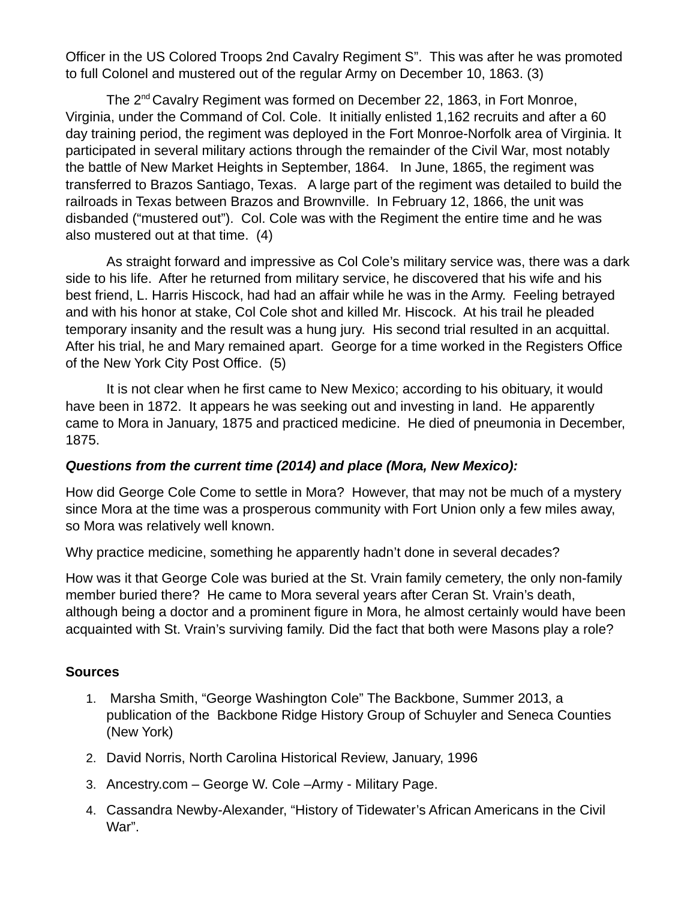Officer in the US Colored Troops 2nd Cavalry Regiment S". This was after he was promoted to full Colonel and mustered out of the regular Army on December 10, 1863. (3)

The 2nd Cavalry Regiment was formed on December 22, 1863, in Fort Monroe, Virginia, under the Command of Col. Cole. It initially enlisted 1,162 recruits and after a 60 day training period, the regiment was deployed in the Fort Monroe-Norfolk area of Virginia. It participated in several military actions through the remainder of the Civil War, most notably the battle of New Market Heights in September, 1864. In June, 1865, the regiment was transferred to Brazos Santiago, Texas. A large part of the regiment was detailed to build the railroads in Texas between Brazos and Brownville. In February 12, 1866, the unit was disbanded ("mustered out"). Col. Cole was with the Regiment the entire time and he was also mustered out at that time. (4)

As straight forward and impressive as Col Cole's military service was, there was a dark side to his life. After he returned from military service, he discovered that his wife and his best friend, L. Harris Hiscock, had had an affair while he was in the Army. Feeling betrayed and with his honor at stake, Col Cole shot and killed Mr. Hiscock. At his trail he pleaded temporary insanity and the result was a hung jury. His second trial resulted in an acquittal. After his trial, he and Mary remained apart. George for a time worked in the Registers Office of the New York City Post Office. (5)

It is not clear when he first came to New Mexico; according to his obituary, it would have been in 1872. It appears he was seeking out and investing in land. He apparently came to Mora in January, 1875 and practiced medicine. He died of pneumonia in December, 1875.

***Questions from the current time (2014) and place (Mora, New Mexico):***

How did George Cole Come to settle in Mora? However, that may not be much of a mystery since Mora at the time was a prosperous community with Fort Union only a few miles away, so Mora was relatively well known.

Why practice medicine, something he apparently hadn't done in several decades?

How was it that George Cole was buried at the St. Vrain family cemetery, the only non-family member buried there? He came to Mora several years after Ceran St. Vrain's death, although being a doctor and a prominent figure in Mora, he almost certainly would have been acquainted with St. Vrain's surviving family. Did the fact that both were Masons play a role?

**Sources**

1. Marsha Smith, "George Washington Cole" The Backbone, Summer 2013, a publication of the Backbone Ridge History Group of Schuyler and Seneca Counties (New York)
2. David Norris, North Carolina Historical Review, January, 1996
3. Ancestry.com – George W. Cole –Army - Military Page.
4. Cassandra Newby-Alexander, "History of Tidewater's African Americans in the Civil War".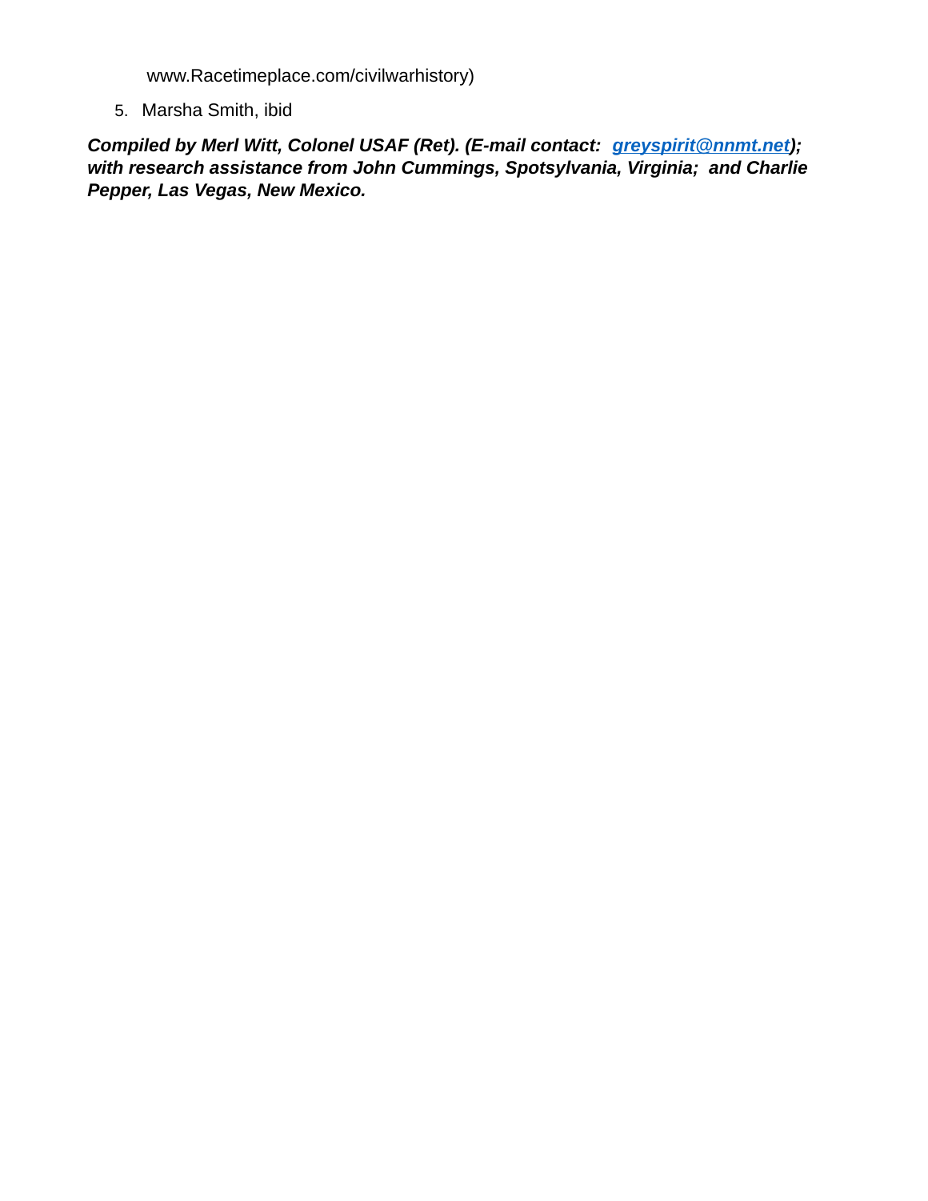www.Racetimeplace.com/civilwarhistory)

5. Marsha Smith, ibid

***Compiled by Merl Witt, Colonel USAF (Ret). (E-mail contact: [greyspirit@nnmt.net](mailto:greyspirit@nnmt.net)); with research assistance from John Cummings, Spotsylvania, Virginia; and Charlie Pepper, Las Vegas, New Mexico.***